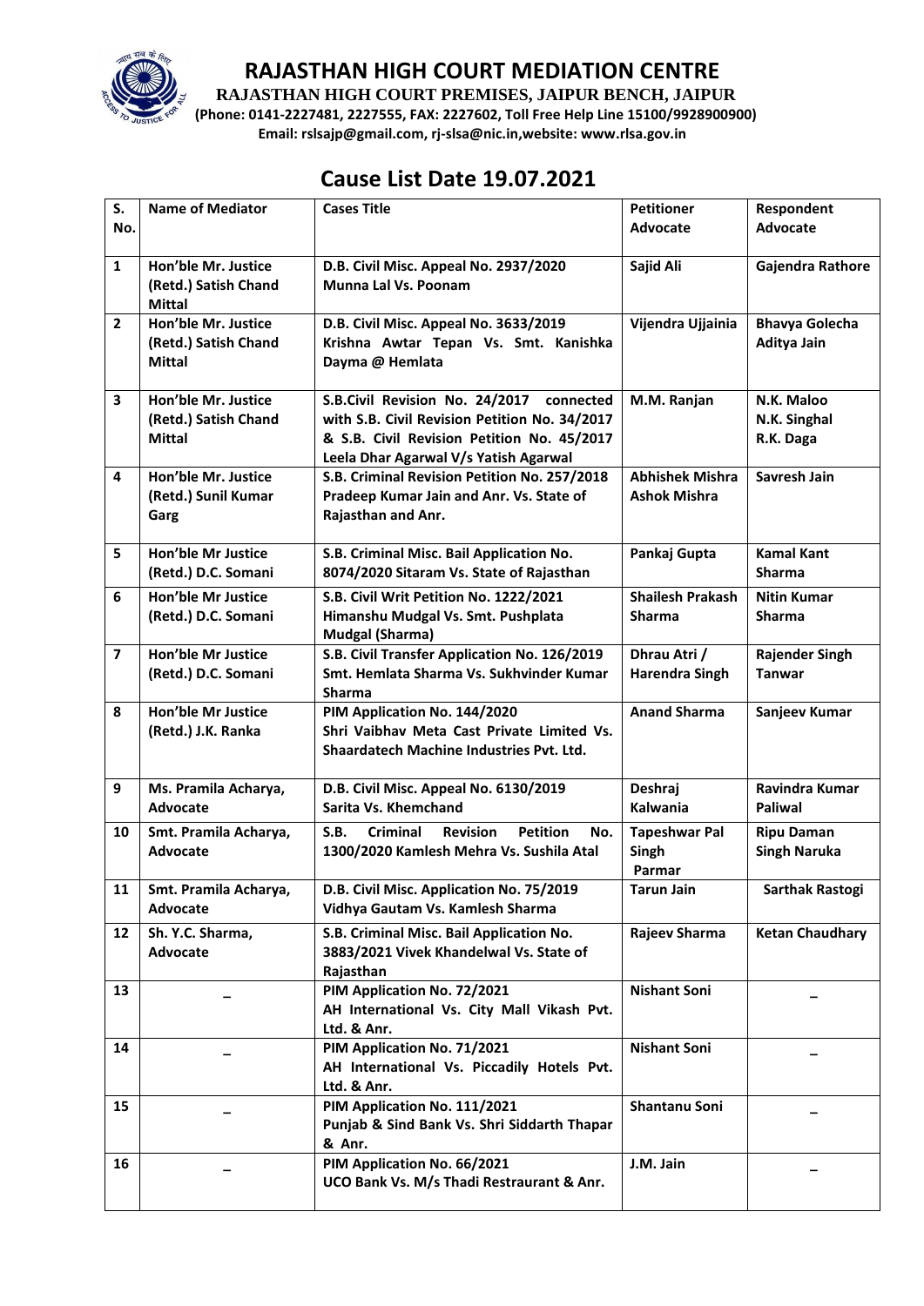# RAJASTHAN HIGH COURT MEDIATION CENTRE

**RAJASTHAN HIGH COURT PREMISES, JAIPUR BENCH, JAIPUR**

**(Phone: 0141-2227481, 2227555, FAX: 2227602, Toll Free Help Line 15100/9928900900)**

**Email: rslsajp@gmail.com, rj-slsa@nic.in,website: www.rlsa.gov.in**

## Cause List Date 19.07.2021

| S. No. | Name of Mediator | Cases Title | Petitioner Advocate | Respondent Advocate |
|---|---|---|---|---|
| 1 | Hon'ble Mr. Justice (Retd.) Satish Chand Mittal | D.B. Civil Misc. Appeal No. 2937/2020 Munna Lal Vs. Poonam | Sajid Ali | Gajendra Rathore |
| 2 | Hon'ble Mr. Justice (Retd.) Satish Chand Mittal | D.B. Civil Misc. Appeal No. 3633/2019 Krishna Awtar Tepan Vs. Smt. Kanishka Dayma @ Hemlata | Vijendra Ujjainia | Bhavya Golecha Aditya Jain |
| 3 | Hon'ble Mr. Justice (Retd.) Satish Chand Mittal | S.B.Civil Revision No. 24/2017 connected with S.B. Civil Revision Petition No. 34/2017 & S.B. Civil Revision Petition No. 45/2017 Leela Dhar Agarwal V/s Yatish Agarwal | M.M. Ranjan | N.K. Maloo N.K. Singhal R.K. Daga |
| 4 | Hon'ble Mr. Justice (Retd.) Sunil Kumar Garg | S.B. Criminal Revision Petition No. 257/2018 Pradeep Kumar Jain and Anr. Vs. State of Rajasthan and Anr. | Abhishek Mishra Ashok Mishra | Savresh Jain |
| 5 | Hon'ble Mr Justice (Retd.) D.C. Somani | S.B. Criminal Misc. Bail Application No. 8074/2020 Sitaram Vs. State of Rajasthan | Pankaj Gupta | Kamal Kant Sharma |
| 6 | Hon'ble Mr Justice (Retd.) D.C. Somani | S.B. Civil Writ Petition No. 1222/2021 Himanshu Mudgal Vs. Smt. Pushplata Mudgal (Sharma) | Shailesh Prakash Sharma | Nitin Kumar Sharma |
| 7 | Hon'ble Mr Justice (Retd.) D.C. Somani | S.B. Civil Transfer Application No. 126/2019 Smt. Hemlata Sharma Vs. Sukhvinder Kumar Sharma | Dhrau Atri / Harendra Singh | Rajender Singh Tanwar |
| 8 | Hon'ble Mr Justice (Retd.) J.K. Ranka | PIM Application No. 144/2020 Shri Vaibhav Meta Cast Private Limited Vs. Shaardatech Machine Industries Pvt. Ltd. | Anand Sharma | Sanjeev Kumar |
| 9 | Ms. Pramila Acharya, Advocate | D.B. Civil Misc. Appeal No. 6130/2019 Sarita Vs. Khemchand | Deshraj Kalwania | Ravindra Kumar Paliwal |
| 10 | Smt. Pramila Acharya, Advocate | S.B. Criminal Revision Petition No. 1300/2020 Kamlesh Mehra Vs. Sushila Atal | Tapeshwar Pal Singh Parmar | Ripu Daman Singh Naruka |
| 11 | Smt. Pramila Acharya, Advocate | D.B. Civil Misc. Application No. 75/2019 Vidhya Gautam Vs. Kamlesh Sharma | Tarun Jain | Sarthak Rastogi |
| 12 | Sh. Y.C. Sharma, Advocate | S.B. Criminal Misc. Bail Application No. 3883/2021 Vivek Khandelwal Vs. State of Rajasthan | Rajeev Sharma | Ketan Chaudhary |
| 13 | _ | PIM Application No. 72/2021 AH International Vs. City Mall Vikash Pvt. Ltd. & Anr. | Nishant Soni | _ |
| 14 | _ | PIM Application No. 71/2021 AH International Vs. Piccadily Hotels Pvt. Ltd. & Anr. | Nishant Soni | _ |
| 15 | _ | PIM Application No. 111/2021 Punjab & Sind Bank Vs. Shri Siddarth Thapar & Anr. | Shantanu Soni | _ |
| 16 | _ | PIM Application No. 66/2021 UCO Bank Vs. M/s Thadi Restraurant & Anr. | J.M. Jain | _ |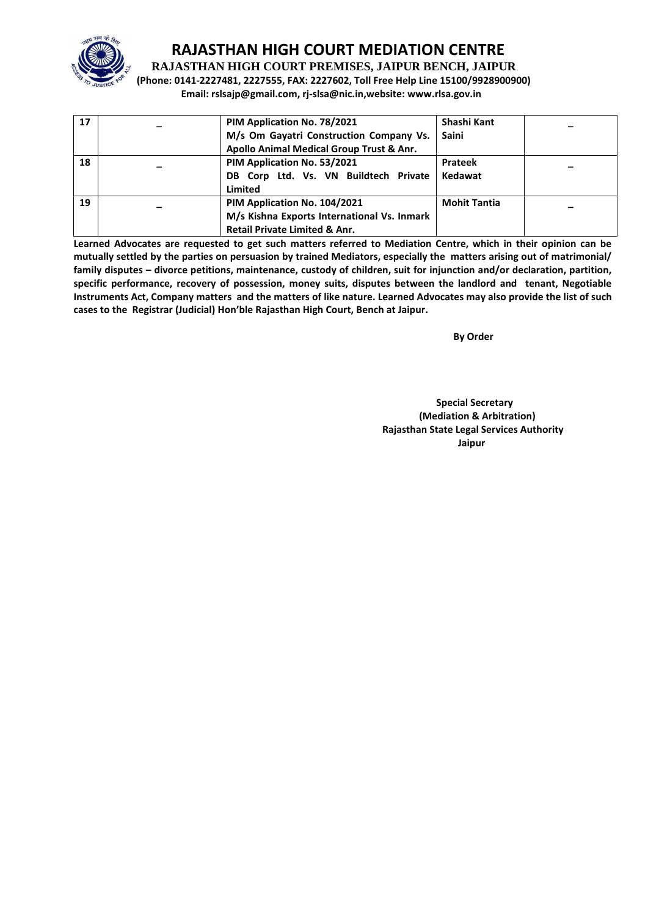# RAJASTHAN HIGH COURT MEDIATION CENTRE

**RAJASTHAN HIGH COURT PREMISES, JAIPUR BENCH, JAIPUR**

**(Phone: 0141-2227481, 2227555, FAX: 2227602, Toll Free Help Line 15100/9928900900)**

**Email: rslsajp@gmail.com, rj-slsa@nic.in,website: www.rlsa.gov.in**

| | | | | |
|---|---|---|---|---|
| 17 | – | **PIM Application No. 78/2021 M/s Om Gayatri Construction Company Vs. Apollo Animal Medical Group Trust & Anr.** | **Shashi Kant Saini** | – |
| 18 | – | **PIM Application No. 53/2021 DB Corp Ltd. Vs. VN Buildtech Private Limited** | **Prateek Kedawat** | – |
| 19 | – | **PIM Application No. 104/2021 M/s Kishna Exports International Vs. Inmark Retail Private Limited & Anr.** | **Mohit Tantia** | – |

**Learned Advocates are requested to get such matters referred to Mediation Centre, which in their opinion can be mutually settled by the parties on persuasion by trained Mediators, especially the matters arising out of matrimonial/ family disputes – divorce petitions, maintenance, custody of children, suit for injunction and/or declaration, partition, specific performance, recovery of possession, money suits, disputes between the landlord and tenant, Negotiable Instruments Act, Company matters and the matters of like nature. Learned Advocates may also provide the list of such cases to the Registrar (Judicial) Hon'ble Rajasthan High Court, Bench at Jaipur.**

**By Order**

**Special Secretary**
**(Mediation & Arbitration)**
**Rajasthan State Legal Services Authority**
**Jaipur**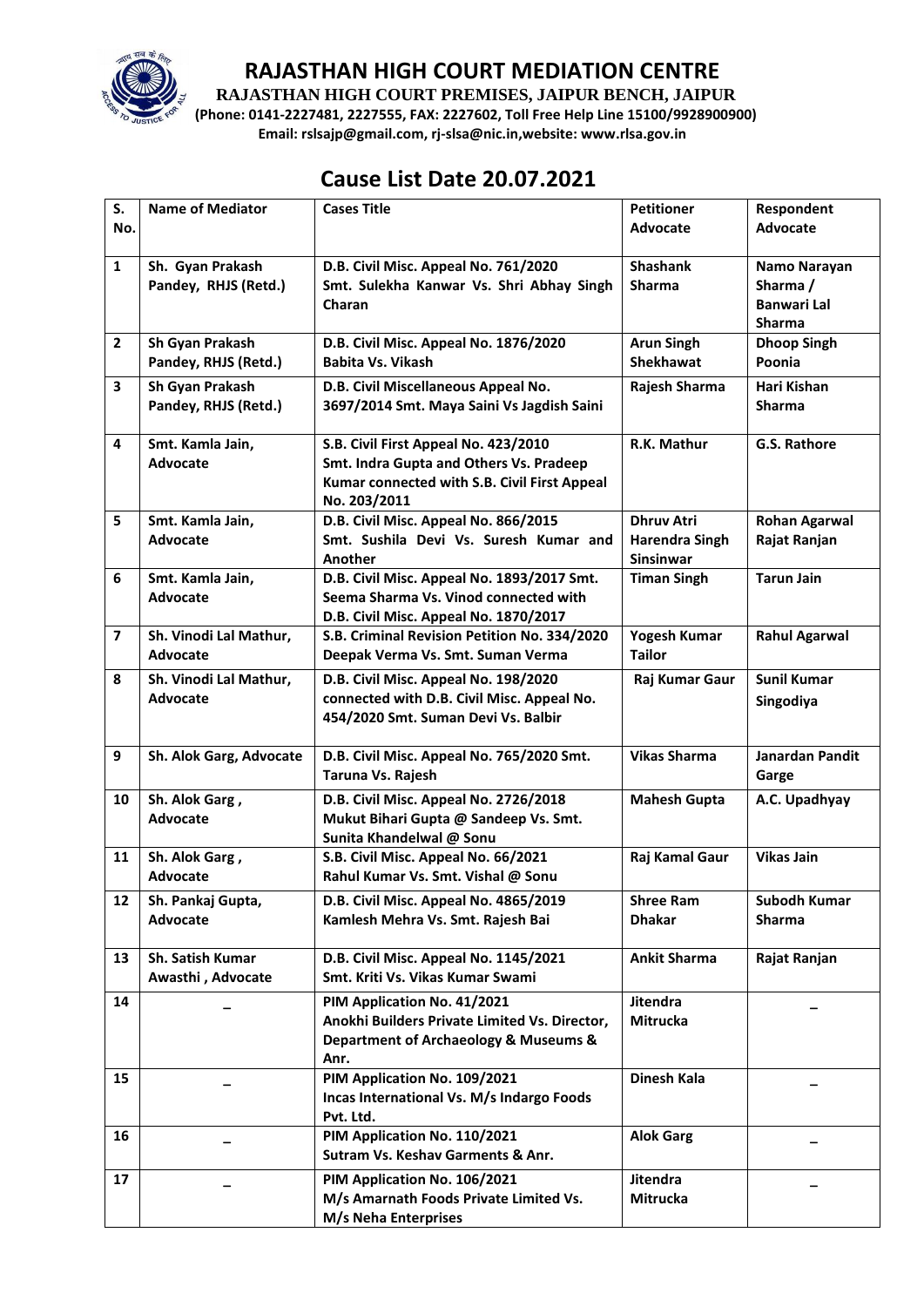# RAJASTHAN HIGH COURT MEDIATION CENTRE

**RAJASTHAN HIGH COURT PREMISES, JAIPUR BENCH, JAIPUR**

**(Phone: 0141-2227481, 2227555, FAX: 2227602, Toll Free Help Line 15100/9928900900)**

**Email: rslsajp@gmail.com, rj-slsa@nic.in,website: www.rlsa.gov.in**

## Cause List Date 20.07.2021

| S. No. | Name of Mediator | Cases Title | Petitioner Advocate | Respondent Advocate |
|---|---|---|---|---|
| 1 | Sh. Gyan Prakash Pandey, RHJS (Retd.) | D.B. Civil Misc. Appeal No. 761/2020 Smt. Sulekha Kanwar Vs. Shri Abhay Singh Charan | Shashank Sharma | Namo Narayan Sharma / Banwari Lal Sharma |
| 2 | Sh Gyan Prakash Pandey, RHJS (Retd.) | D.B. Civil Misc. Appeal No. 1876/2020 Babita Vs. Vikash | Arun Singh Shekhawat | Dhoop Singh Poonia |
| 3 | Sh Gyan Prakash Pandey, RHJS (Retd.) | D.B. Civil Miscellaneous Appeal No. 3697/2014 Smt. Maya Saini Vs Jagdish Saini | Rajesh Sharma | Hari Kishan Sharma |
| 4 | Smt. Kamla Jain, Advocate | S.B. Civil First Appeal No. 423/2010 Smt. Indra Gupta and Others Vs. Pradeep Kumar connected with S.B. Civil First Appeal No. 203/2011 | R.K. Mathur | G.S. Rathore |
| 5 | Smt. Kamla Jain, Advocate | D.B. Civil Misc. Appeal No. 866/2015 Smt. Sushila Devi Vs. Suresh Kumar and Another | Dhruv Atri Harendra Singh Sinsinwar | Rohan Agarwal Rajat Ranjan |
| 6 | Smt. Kamla Jain, Advocate | D.B. Civil Misc. Appeal No. 1893/2017 Smt. Seema Sharma Vs. Vinod connected with D.B. Civil Misc. Appeal No. 1870/2017 | Timan Singh | Tarun Jain |
| 7 | Sh. Vinodi Lal Mathur, Advocate | S.B. Criminal Revision Petition No. 334/2020 Deepak Verma Vs. Smt. Suman Verma | Yogesh Kumar Tailor | Rahul Agarwal |
| 8 | Sh. Vinodi Lal Mathur, Advocate | D.B. Civil Misc. Appeal No. 198/2020 connected with D.B. Civil Misc. Appeal No. 454/2020 Smt. Suman Devi Vs. Balbir | Raj Kumar Gaur | Sunil Kumar Singodiya |
| 9 | Sh. Alok Garg, Advocate | D.B. Civil Misc. Appeal No. 765/2020 Smt. Taruna Vs. Rajesh | Vikas Sharma | Janardan Pandit Garge |
| 10 | Sh. Alok Garg , Advocate | D.B. Civil Misc. Appeal No. 2726/2018 Mukut Bihari Gupta @ Sandeep Vs. Smt. Sunita Khandelwal @ Sonu | Mahesh Gupta | A.C. Upadhyay |
| 11 | Sh. Alok Garg , Advocate | S.B. Civil Misc. Appeal No. 66/2021 Rahul Kumar Vs. Smt. Vishal @ Sonu | Raj Kamal Gaur | Vikas Jain |
| 12 | Sh. Pankaj Gupta, Advocate | D.B. Civil Misc. Appeal No. 4865/2019 Kamlesh Mehra Vs. Smt. Rajesh Bai | Shree Ram Dhakar | Subodh Kumar Sharma |
| 13 | Sh. Satish Kumar Awasthi , Advocate | D.B. Civil Misc. Appeal No. 1145/2021 Smt. Kriti Vs. Vikas Kumar Swami | Ankit Sharma | Rajat Ranjan |
| 14 | – | PIM Application No. 41/2021 Anokhi Builders Private Limited Vs. Director, Department of Archaeology & Museums & Anr. | Jitendra Mitrucka | – |
| 15 | – | PIM Application No. 109/2021 Incas International Vs. M/s Indargo Foods Pvt. Ltd. | Dinesh Kala | – |
| 16 | – | PIM Application No. 110/2021 Sutram Vs. Keshav Garments & Anr. | Alok Garg | – |
| 17 | – | PIM Application No. 106/2021 M/s Amarnath Foods Private Limited Vs. M/s Neha Enterprises | Jitendra Mitrucka | – |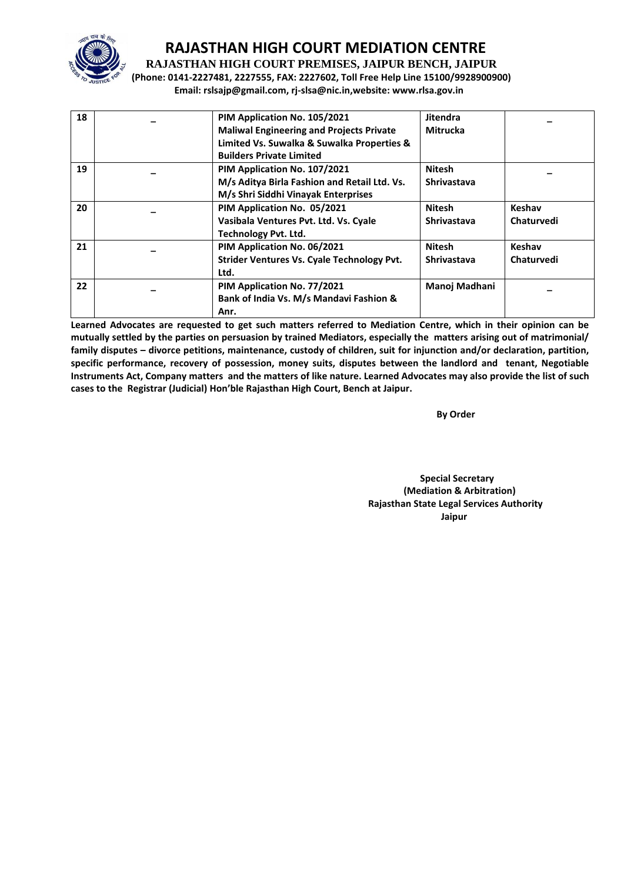# RAJASTHAN HIGH COURT MEDIATION CENTRE

**RAJASTHAN HIGH COURT PREMISES, JAIPUR BENCH, JAIPUR**

**(Phone: 0141-2227481, 2227555, FAX: 2227602, Toll Free Help Line 15100/9928900900)**

**Email: rslsajp@gmail.com, rj-slsa@nic.in,website: www.rlsa.gov.in**

| | | | | |
|---|---|---|---|---|
| **18** | – | **PIM Application No. 105/2021 Maliwal Engineering and Projects Private Limited Vs. Suwalka & Suwalka Properties & Builders Private Limited** | **Jitendra Mitrucka** | – |
| **19** | – | **PIM Application No. 107/2021 M/s Aditya Birla Fashion and Retail Ltd. Vs. M/s Shri Siddhi Vinayak Enterprises** | **Nitesh Shrivastava** | – |
| **20** | – | **PIM Application No. 05/2021 Vasibala Ventures Pvt. Ltd. Vs. Cyale Technology Pvt. Ltd.** | **Nitesh Shrivastava** | **Keshav Chaturvedi** |
| **21** | – | **PIM Application No. 06/2021 Strider Ventures Vs. Cyale Technology Pvt. Ltd.** | **Nitesh Shrivastava** | **Keshav Chaturvedi** |
| **22** | – | **PIM Application No. 77/2021 Bank of India Vs. M/s Mandavi Fashion & Anr.** | **Manoj Madhani** | – |

**Learned Advocates are requested to get such matters referred to Mediation Centre, which in their opinion can be mutually settled by the parties on persuasion by trained Mediators, especially the matters arising out of matrimonial/ family disputes – divorce petitions, maintenance, custody of children, suit for injunction and/or declaration, partition, specific performance, recovery of possession, money suits, disputes between the landlord and tenant, Negotiable Instruments Act, Company matters and the matters of like nature. Learned Advocates may also provide the list of such cases to the Registrar (Judicial) Hon'ble Rajasthan High Court, Bench at Jaipur.**

**By Order**

**Special Secretary**
**(Mediation & Arbitration)**
**Rajasthan State Legal Services Authority**
**Jaipur**